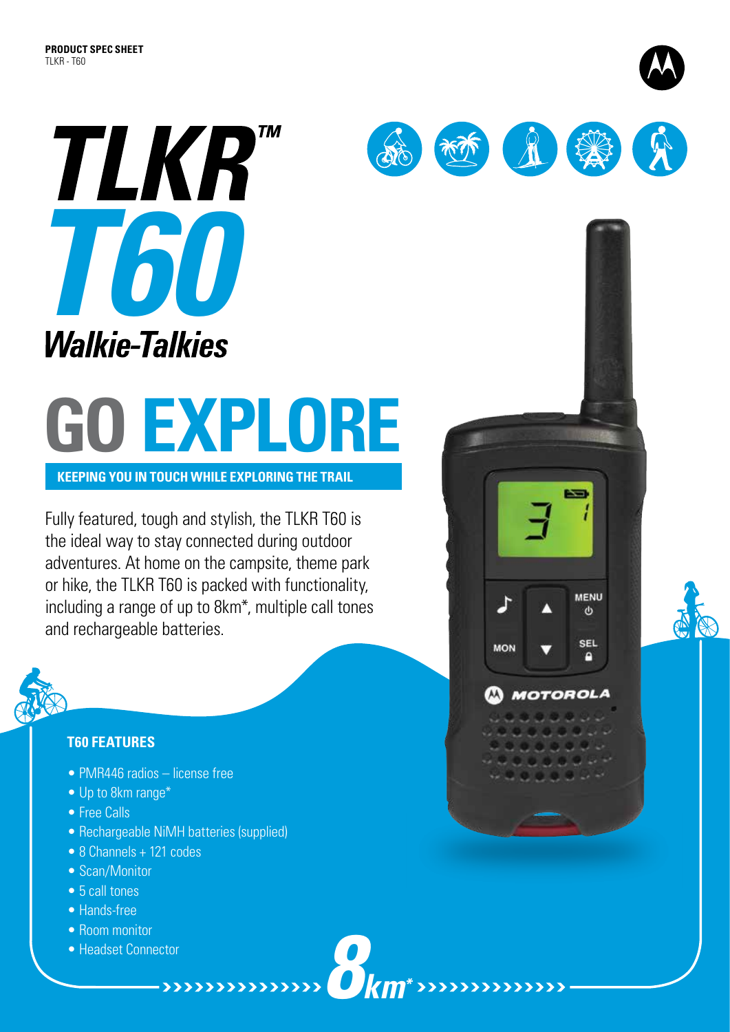**PRODUCT SPEC SHEET**
TLKR - T60

# TLKR™ T60
## *Walkie-Talkies*

# GO EXPLORE

**KEEPING YOU IN TOUCH WHILE EXPLORING THE TRAIL**

Fully featured, tough and stylish, the TLKR T60 is the ideal way to stay connected during outdoor adventures. At home on the campsite, theme park or hike, the TLKR T60 is packed with functionality, including a range of up to 8km*, multiple call tones and rechargeable batteries.

### T60 FEATURES

- PMR446 radios – license free
- Up to 8km range*
- Free Calls
- Rechargeable NiMH batteries (supplied)
- 8 Channels + 121 codes
- Scan/Monitor
- 5 call tones
- Hands-free
- Room monitor
- Headset Connector

**8km***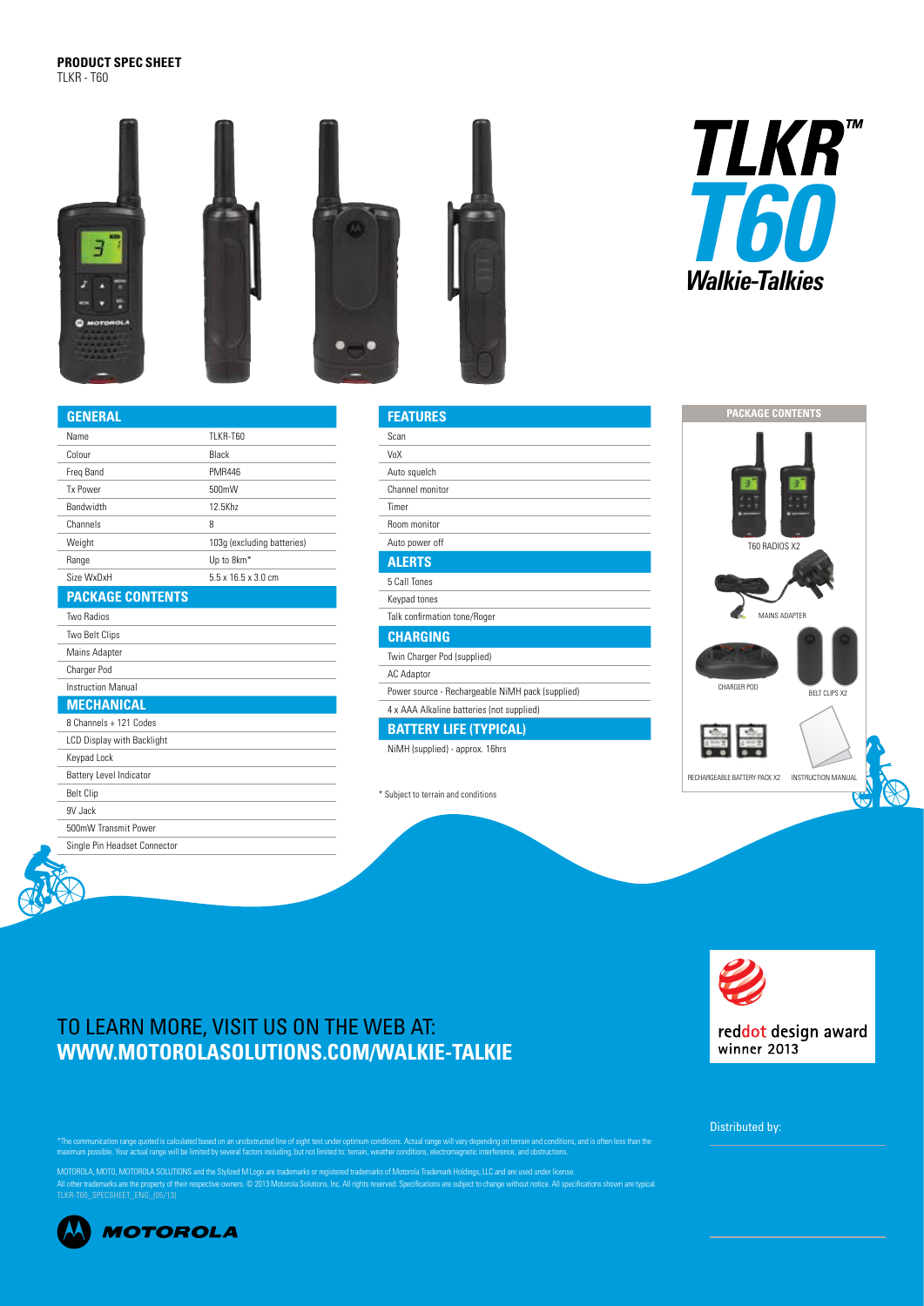**PRODUCT SPEC SHEET**
TLKR - T60

# TLKR™ T60
*Walkie-Talkies*

## GENERAL

| | |
|---|---|
| Name | TLKR-T60 |
| Colour | Black |
| Freq Band | PMR446 |
| Tx Power | 500mW |
| Bandwidth | 12.5Khz |
| Channels | 8 |
| Weight | 103g (excluding batteries) |
| Range | Up to 8km* |
| Size WxDxH | 5.5 x 16.5 x 3.0 cm |

## PACKAGE CONTENTS

- Two Radios
- Two Belt Clips
- Mains Adapter
- Charger Pod
- Instruction Manual

## MECHANICAL

- 8 Channels + 121 Codes
- LCD Display with Backlight
- Keypad Lock
- Battery Level Indicator
- Belt Clip
- 9V Jack
- 500mW Transmit Power
- Single Pin Headset Connector

## FEATURES

- Scan
- VoX
- Auto squelch
- Channel monitor
- Timer
- Room monitor
- Auto power off

## ALERTS

- 5 Call Tones
- Keypad tones
- Talk confirmation tone/Roger

## CHARGING

- Twin Charger Pod (supplied)
- AC Adaptor
- Power source - Rechargeable NiMH pack (supplied)
- 4 x AAA Alkaline batteries (not supplied)

## BATTERY LIFE (TYPICAL)

- NiMH (supplied) - approx. 16hrs

\* Subject to terrain and conditions

## PACKAGE CONTENTS

T60 RADIOS X2

MAINS ADAPTER

CHARGER POD

BELT CLIPS X2

RECHARGEABLE BATTERY PACK X2

INSTRUCTION MANUAL

TO LEARN MORE, VISIT US ON THE WEB AT:
**WWW.MOTOROLASOLUTIONS.COM/WALKIE-TALKIE**

reddot design award winner 2013

Distributed by:

*The communication range quoted is calculated based on an unobstructed line of sight test under optimum conditions. Actual range will vary depending on terrain and conditions, and is often less than the maximum possible. Your actual range will be limited by several factors including, but not limited to: terrain, weather conditions, electromagnetic interference, and obstructions.

MOTOROLA, MOTO, MOTOROLA SOLUTIONS and the Stylized M Logo are trademarks or registered trademarks of Motorola Trademark Holdings, LLC and are used under license.
All other trademarks are the property of their respective owners. © 2013 Motorola Solutions, Inc. All rights reserved. Specifications are subject to change without notice. All specifications shown are typical.
TLKR-T60_SPECSHEET_ENG_(05/13)

MOTOROLA